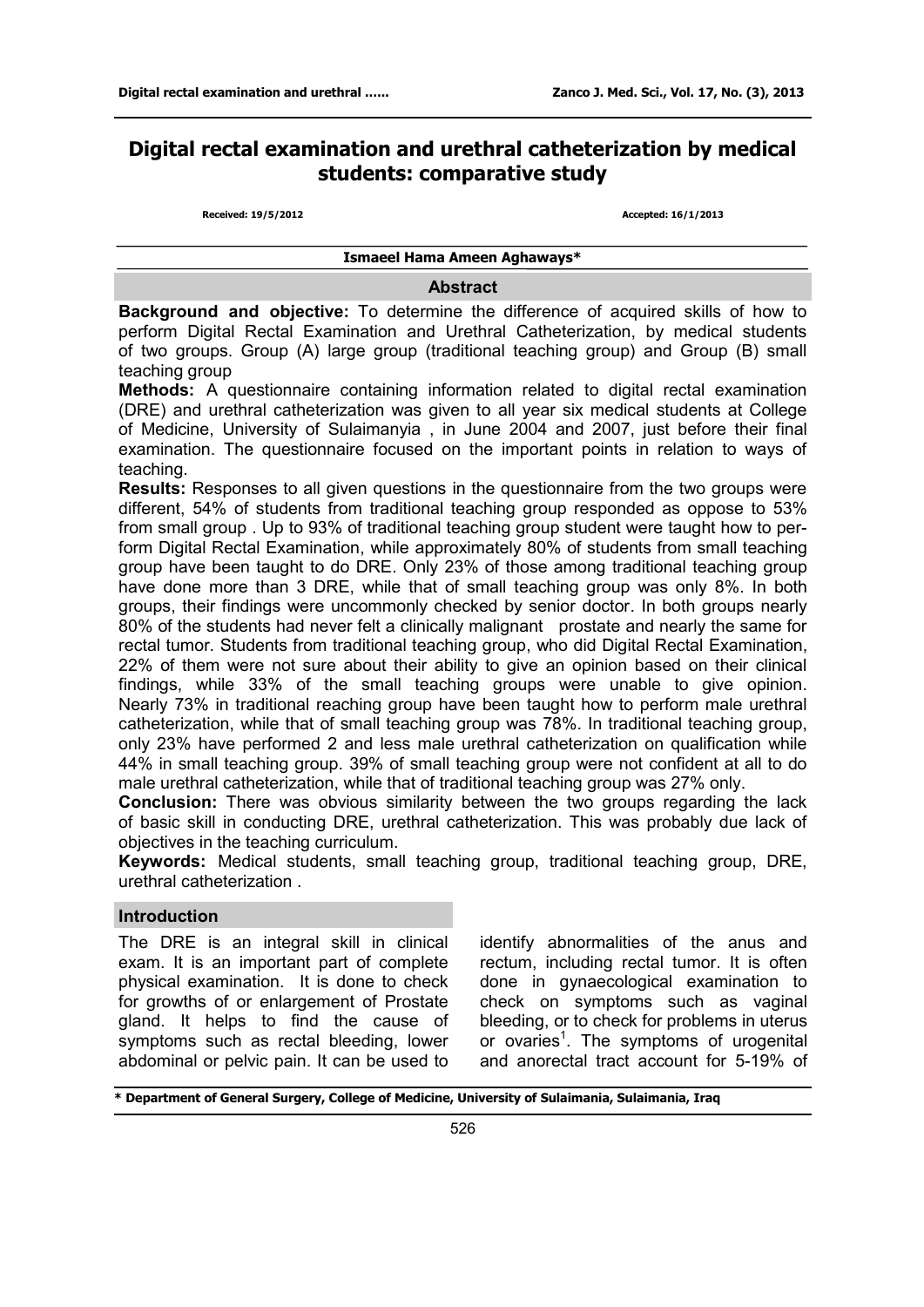# Digital rectal examination and urethral catheterization by medical students: comparative study

Received: 19/5/2012 Accepted: 16/1/2013

**Ismaeel Hama Ameen Aghaways***

## Abstract

**Background and objective:** To determine the difference of acquired skills of how to perform Digital Rectal Examination and Urethral Catheterization, by medical students of two groups. Group (A) large group (traditional teaching group) and Group (B) small teaching group

**Methods:** A questionnaire containing information related to digital rectal examination (DRE) and urethral catheterization was given to all year six medical students at College of Medicine, University of Sulaimanyia , in June 2004 and 2007, just before their final examination. The questionnaire focused on the important points in relation to ways of teaching.

**Results:** Responses to all given questions in the questionnaire from the two groups were different, 54% of students from traditional teaching group responded as oppose to 53% from small group . Up to 93% of traditional teaching group student were taught how to perform Digital Rectal Examination, while approximately 80% of students from small teaching group have been taught to do DRE. Only 23% of those among traditional teaching group have done more than 3 DRE, while that of small teaching group was only 8%. In both groups, their findings were uncommonly checked by senior doctor. In both groups nearly 80% of the students had never felt a clinically malignant prostate and nearly the same for rectal tumor. Students from traditional teaching group, who did Digital Rectal Examination, 22% of them were not sure about their ability to give an opinion based on their clinical findings, while 33% of the small teaching groups were unable to give opinion. Nearly 73% in traditional reaching group have been taught how to perform male urethral catheterization, while that of small teaching group was 78%. In traditional teaching group, only 23% have performed 2 and less male urethral catheterization on qualification while 44% in small teaching group. 39% of small teaching group were not confident at all to do male urethral catheterization, while that of traditional teaching group was 27% only.

**Conclusion:** There was obvious similarity between the two groups regarding the lack of basic skill in conducting DRE, urethral catheterization. This was probably due lack of objectives in the teaching curriculum.

**Keywords:** Medical students, small teaching group, traditional teaching group, DRE, urethral catheterization .

## Introduction

The DRE is an integral skill in clinical exam. It is an important part of complete physical examination. It is done to check for growths of or enlargement of Prostate gland. It helps to find the cause of symptoms such as rectal bleeding, lower abdominal or pelvic pain. It can be used to identify abnormalities of the anus and rectum, including rectal tumor. It is often done in gynaecological examination to check on symptoms such as vaginal bleeding, or to check for problems in uterus or ovaries[1]. The symptoms of urogenital and anorectal tract account for 5-19% of

\* Department of General Surgery, College of Medicine, University of Sulaimania, Sulaimania, Iraq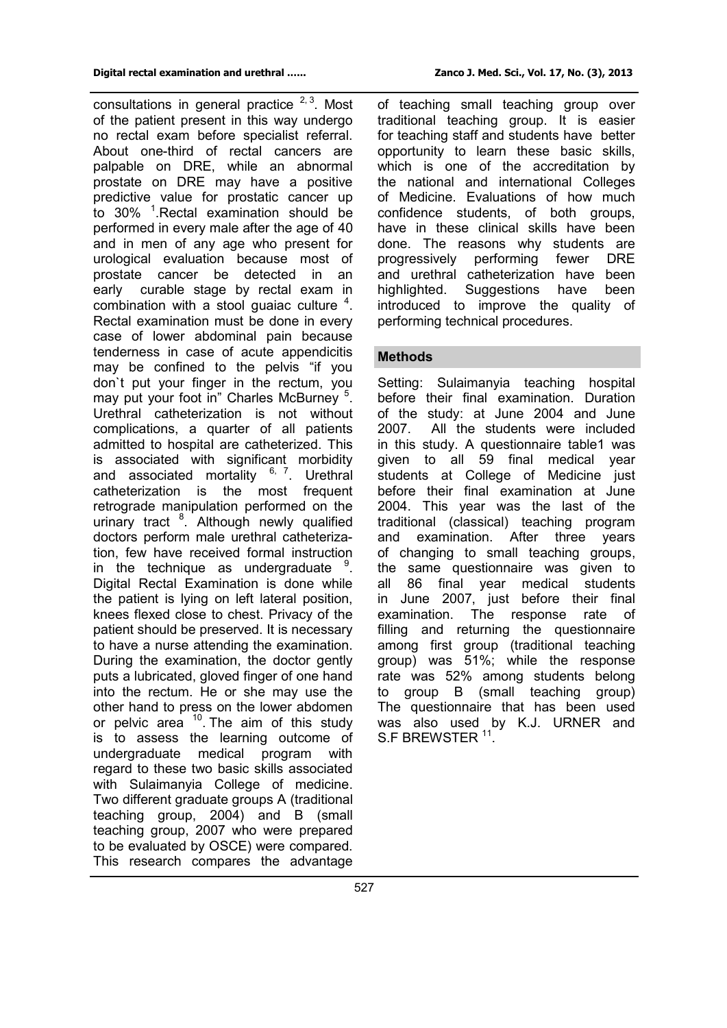consultations in general practice [2, 3]. Most of the patient present in this way undergo no rectal exam before specialist referral. About one-third of rectal cancers are palpable on DRE, while an abnormal prostate on DRE may have a positive predictive value for prostatic cancer up to 30% [1].Rectal examination should be performed in every male after the age of 40 and in men of any age who present for urological evaluation because most of prostate cancer be detected in an early curable stage by rectal exam in combination with a stool guaiac culture [4]. Rectal examination must be done in every case of lower abdominal pain because tenderness in case of acute appendicitis may be confined to the pelvis "if you don`t put your finger in the rectum, you may put your foot in" Charles McBurney [5]. Urethral catheterization is not without complications, a quarter of all patients admitted to hospital are catheterized. This is associated with significant morbidity and associated mortality [6, 7]. Urethral catheterization is the most frequent retrograde manipulation performed on the urinary tract [8]. Although newly qualified doctors perform male urethral catheterization, few have received formal instruction in the technique as undergraduate [9]. Digital Rectal Examination is done while the patient is lying on left lateral position, knees flexed close to chest. Privacy of the patient should be preserved. It is necessary to have a nurse attending the examination. During the examination, the doctor gently puts a lubricated, gloved finger of one hand into the rectum. He or she may use the other hand to press on the lower abdomen or pelvic area [10]. The aim of this study is to assess the learning outcome of undergraduate medical program with regard to these two basic skills associated with Sulaimanyia College of medicine. Two different graduate groups A (traditional teaching group, 2004) and B (small teaching group, 2007 who were prepared to be evaluated by OSCE) were compared. This research compares the advantage of teaching small teaching group over traditional teaching group. It is easier for teaching staff and students have better opportunity to learn these basic skills, which is one of the accreditation by the national and international Colleges of Medicine. Evaluations of how much confidence students, of both groups, have in these clinical skills have been done. The reasons why students are progressively performing fewer DRE and urethral catheterization have been highlighted. Suggestions have been introduced to improve the quality of performing technical procedures.

## Methods

Setting: Sulaimanyia teaching hospital before their final examination. Duration of the study: at June 2004 and June 2007. All the students were included in this study. A questionnaire table1 was given to all 59 final medical year students at College of Medicine just before their final examination at June 2004. This year was the last of the traditional (classical) teaching program and examination. After three years of changing to small teaching groups, the same questionnaire was given to all 86 final year medical students in June 2007, just before their final examination. The response rate of filling and returning the questionnaire among first group (traditional teaching group) was 51%; while the response rate was 52% among students belong to group B (small teaching group) The questionnaire that has been used was also used by K.J. URNER and S.F BREWSTER [11].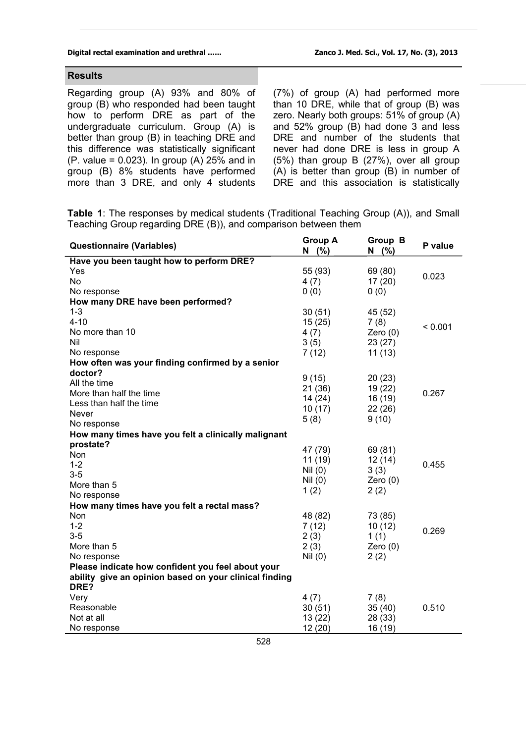## Results

Regarding group (A) 93% and 80% of group (B) who responded had been taught how to perform DRE as part of the undergraduate curriculum. Group (A) is better than group (B) in teaching DRE and this difference was statistically significant (P. value = 0.023). In group (A) 25% and in group (B) 8% students have performed more than 3 DRE, and only 4 students (7%) of group (A) had performed more than 10 DRE, while that of group (B) was zero. Nearly both groups: 51% of group (A) and 52% group (B) had done 3 and less DRE and number of the students that never had done DRE is less in group A (5%) than group B (27%), over all group (A) is better than group (B) in number of DRE and this association is statistically

**Table 1**: The responses by medical students (Traditional Teaching Group (A)), and Small Teaching Group regarding DRE (B)), and comparison between them

| Questionnaire (Variables) | Group A N (%) | Group B N (%) | P value |
|---|---|---|---|
| **Have you been taught how to perform DRE?** | | | |
| Yes | 55 (93) | 69 (80) | 0.023 |
| No | 4 (7) | 17 (20) | |
| No response | 0 (0) | 0 (0) | |
| **How many DRE have been performed?** | | | |
| 1-3 | 30 (51) | 45 (52) | < 0.001 |
| 4-10 | 15 (25) | 7 (8) | |
| No more than 10 | 4 (7) | Zero (0) | |
| Nil | 3 (5) | 23 (27) | |
| No response | 7 (12) | 11 (13) | |
| **How often was your finding confirmed by a senior doctor?** | | | |
| All the time | 9 (15) | 20 (23) | 0.267 |
| More than half the time | 21 (36) | 19 (22) | |
| Less than half the time | 14 (24) | 16 (19) | |
| Never | 10 (17) | 22 (26) | |
| No response | 5 (8) | 9 (10) | |
| **How many times have you felt a clinically malignant prostate?** | | | |
| Non | 47 (79) | 69 (81) | 0.455 |
| 1-2 | 11 (19) | 12 (14) | |
| 3-5 | Nil (0) | 3 (3) | |
| More than 5 | Nil (0) | Zero (0) | |
| No response | 1 (2) | 2 (2) | |
| **How many times have you felt a rectal mass?** | | | |
| Non | 48 (82) | 73 (85) | 0.269 |
| 1-2 | 7 (12) | 10 (12) | |
| 3-5 | 2 (3) | 1 (1) | |
| More than 5 | 2 (3) | Zero (0) | |
| No response | Nil (0) | 2 (2) | |
| **Please indicate how confident you feel about your ability give an opinion based on your clinical finding DRE?** | | | |
| Very | 4 (7) | 7 (8) | 0.510 |
| Reasonable | 30 (51) | 35 (40) | |
| Not at all | 13 (22) | 28 (33) | |
| No response | 12 (20) | 16 (19) | |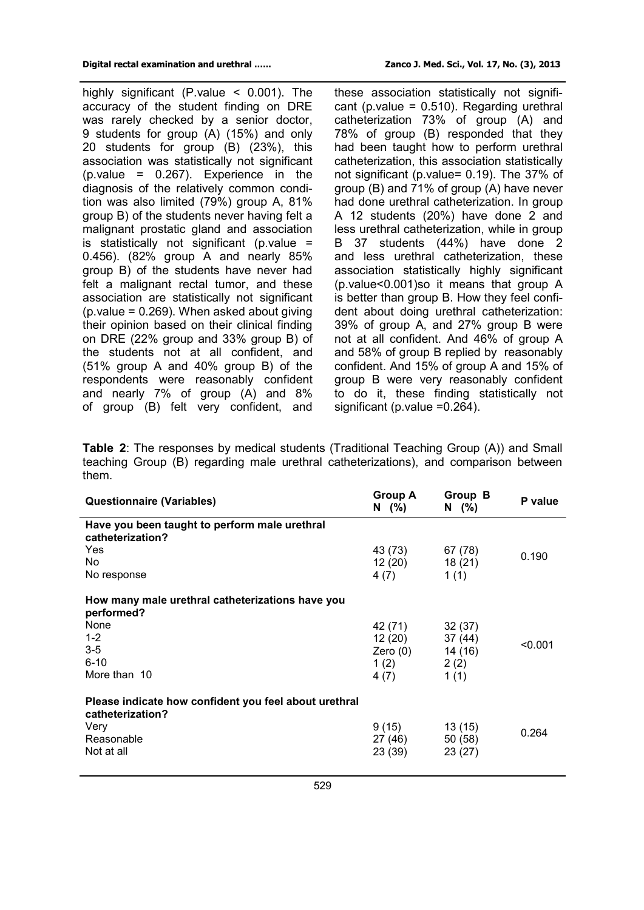highly significant (P.value < 0.001). The accuracy of the student finding on DRE was rarely checked by a senior doctor, 9 students for group (A) (15%) and only 20 students for group (B) (23%), this association was statistically not significant (p.value = 0.267). Experience in the diagnosis of the relatively common condition was also limited (79%) group A, 81% group B) of the students never having felt a malignant prostatic gland and association is statistically not significant (p.value = 0.456). (82% group A and nearly 85% group B) of the students have never had felt a malignant rectal tumor, and these association are statistically not significant (p.value = 0.269). When asked about giving their opinion based on their clinical finding on DRE (22% group and 33% group B) of the students not at all confident, and (51% group A and 40% group B) of the respondents were reasonably confident and nearly 7% of group (A) and 8% of group (B) felt very confident, and these association statistically not significant (p.value = 0.510). Regarding urethral catheterization 73% of group (A) and 78% of group (B) responded that they had been taught how to perform urethral catheterization, this association statistically not significant (p.value= 0.19). The 37% of group (B) and 71% of group (A) have never had done urethral catheterization. In group A 12 students (20%) have done 2 and less urethral catheterization, while in group B 37 students (44%) have done 2 and less urethral catheterization, these association statistically highly significant (p.value<0.001)so it means that group A is better than group B. How they feel confident about doing urethral catheterization: 39% of group A, and 27% group B were not at all confident. And 46% of group A and 58% of group B replied by reasonably confident. And 15% of group A and 15% of group B were very reasonably confident to do it, these finding statistically not significant (p.value =0.264).

**Table 2**: The responses by medical students (Traditional Teaching Group (A)) and Small teaching Group (B) regarding male urethral catheterizations), and comparison between them.

| Questionnaire (Variables) | Group A N (%) | Group B N (%) | P value |
|---|---|---|---|
| **Have you been taught to perform male urethral catheterization?** | | | |
| Yes | 43 (73) | 67 (78) | 0.190 |
| No | 12 (20) | 18 (21) | |
| No response | 4 (7) | 1 (1) | |
| **How many male urethral catheterizations have you performed?** | | | |
| None | 42 (71) | 32 (37) | <0.001 |
| 1-2 | 12 (20) | 37 (44) | |
| 3-5 | Zero (0) | 14 (16) | |
| 6-10 | 1 (2) | 2 (2) | |
| More than 10 | 4 (7) | 1 (1) | |
| **Please indicate how confident you feel about urethral catheterization?** | | | |
| Very | 9 (15) | 13 (15) | 0.264 |
| Reasonable | 27 (46) | 50 (58) | |
| Not at all | 23 (39) | 23 (27) | |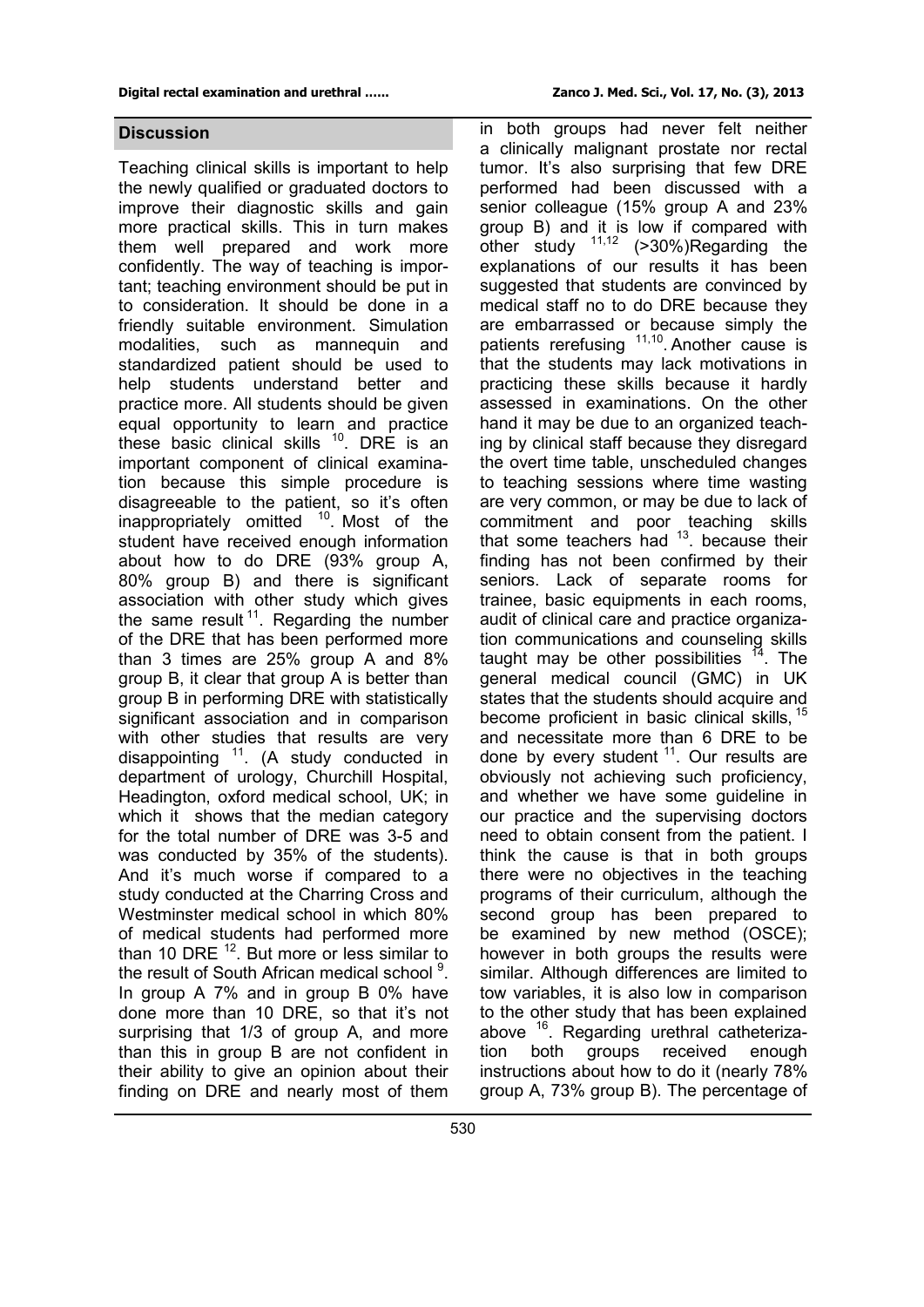## Discussion

Teaching clinical skills is important to help the newly qualified or graduated doctors to improve their diagnostic skills and gain more practical skills. This in turn makes them well prepared and work more confidently. The way of teaching is important; teaching environment should be put in to consideration. It should be done in a friendly suitable environment. Simulation modalities, such as mannequin and standardized patient should be used to help students understand better and practice more. All students should be given equal opportunity to learn and practice these basic clinical skills [10]. DRE is an important component of clinical examination because this simple procedure is disagreeable to the patient, so it's often inappropriately omitted [10]. Most of the student have received enough information about how to do DRE (93% group A, 80% group B) and there is significant association with other study which gives the same result [11]. Regarding the number of the DRE that has been performed more than 3 times are 25% group A and 8% group B, it clear that group A is better than group B in performing DRE with statistically significant association and in comparison with other studies that results are very disappointing [11]. (A study conducted in department of urology, Churchill Hospital, Headington, oxford medical school, UK; in which it shows that the median category for the total number of DRE was 3-5 and was conducted by 35% of the students). And it's much worse if compared to a study conducted at the Charring Cross and Westminster medical school in which 80% of medical students had performed more than 10 DRE [12]. But more or less similar to the result of South African medical school [9]. In group A 7% and in group B 0% have done more than 10 DRE, so that it's not surprising that 1/3 of group A, and more than this in group B are not confident in their ability to give an opinion about their finding on DRE and nearly most of them in both groups had never felt neither a clinically malignant prostate nor rectal tumor. It's also surprising that few DRE performed had been discussed with a senior colleague (15% group A and 23% group B) and it is low if compared with other study [11,12] (>30%)Regarding the explanations of our results it has been suggested that students are convinced by medical staff no to do DRE because they are embarrassed or because simply the patients rerefusing [11,10]. Another cause is that the students may lack motivations in practicing these skills because it hardly assessed in examinations. On the other hand it may be due to an organized teaching by clinical staff because they disregard the overt time table, unscheduled changes to teaching sessions where time wasting are very common, or may be due to lack of commitment and poor teaching skills that some teachers had [13]. because their finding has not been confirmed by their seniors. Lack of separate rooms for trainee, basic equipments in each rooms, audit of clinical care and practice organization communications and counseling skills taught may be other possibilities [14]. The general medical council (GMC) in UK states that the students should acquire and become proficient in basic clinical skills, [15] and necessitate more than 6 DRE to be done by every student [11]. Our results are obviously not achieving such proficiency, and whether we have some guideline in our practice and the supervising doctors need to obtain consent from the patient. I think the cause is that in both groups there were no objectives in the teaching programs of their curriculum, although the second group has been prepared to be examined by new method (OSCE); however in both groups the results were similar. Although differences are limited to tow variables, it is also low in comparison to the other study that has been explained above [16]. Regarding urethral catheterization both groups received enough instructions about how to do it (nearly 78% group A, 73% group B). The percentage of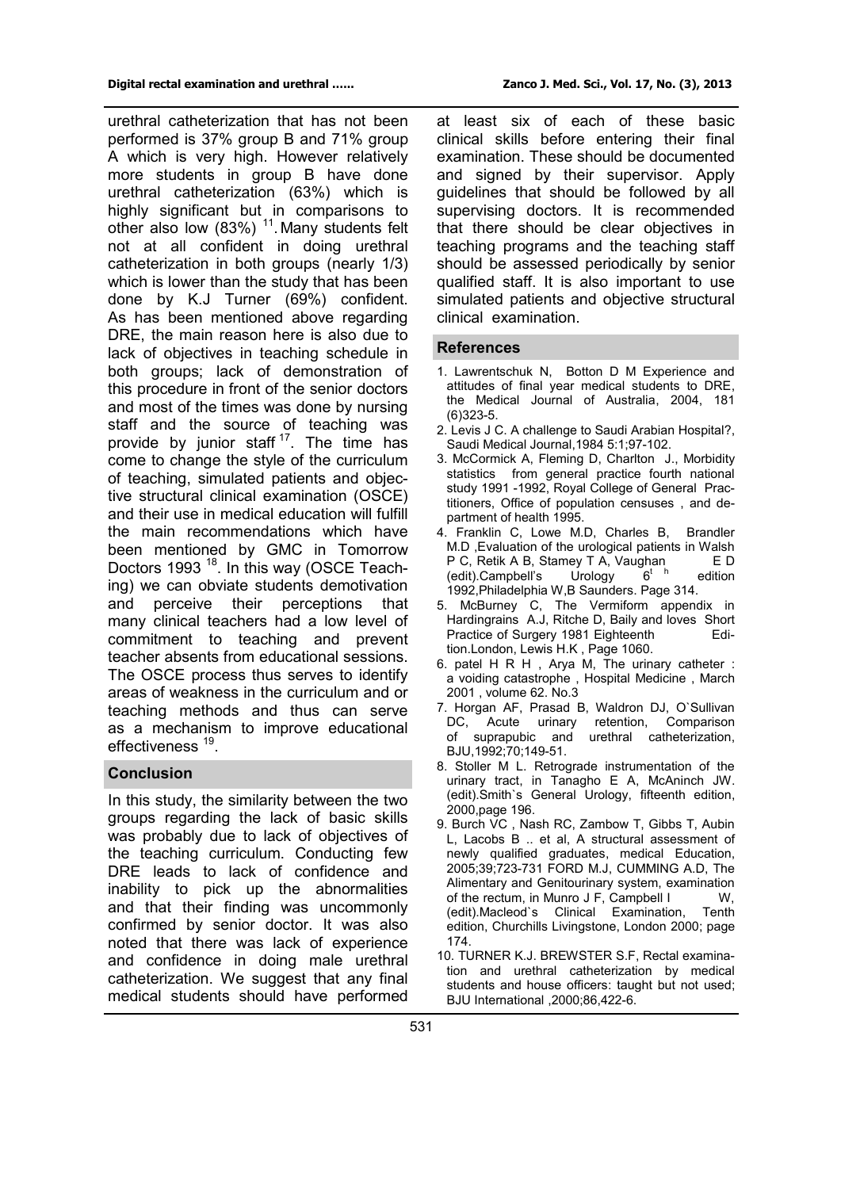urethral catheterization that has not been performed is 37% group B and 71% group A which is very high. However relatively more students in group B have done urethral catheterization (63%) which is highly significant but in comparisons to other also low (83%) [11]. Many students felt not at all confident in doing urethral catheterization in both groups (nearly 1/3) which is lower than the study that has been done by K.J Turner (69%) confident. As has been mentioned above regarding DRE, the main reason here is also due to lack of objectives in teaching schedule in both groups; lack of demonstration of this procedure in front of the senior doctors and most of the times was done by nursing staff and the source of teaching was provide by junior staff [17]. The time has come to change the style of the curriculum of teaching, simulated patients and objective structural clinical examination (OSCE) and their use in medical education will fulfill the main recommendations which have been mentioned by GMC in Tomorrow Doctors 1993 [18]. In this way (OSCE Teaching) we can obviate students demotivation and perceive their perceptions that many clinical teachers had a low level of commitment to teaching and prevent teacher absents from educational sessions. The OSCE process thus serves to identify areas of weakness in the curriculum and or teaching methods and thus can serve as a mechanism to improve educational effectiveness [19].

## Conclusion

In this study, the similarity between the two groups regarding the lack of basic skills was probably due to lack of objectives of the teaching curriculum. Conducting few DRE leads to lack of confidence and inability to pick up the abnormalities and that their finding was uncommonly confirmed by senior doctor. It was also noted that there was lack of experience and confidence in doing male urethral catheterization. We suggest that any final medical students should have performed at least six of each of these basic clinical skills before entering their final examination. These should be documented and signed by their supervisor. Apply guidelines that should be followed by all supervising doctors. It is recommended that there should be clear objectives in teaching programs and the teaching staff should be assessed periodically by senior qualified staff. It is also important to use simulated patients and objective structural clinical examination.

## References

1. Lawrentschuk N, Botton D M Experience and attitudes of final year medical students to DRE, the Medical Journal of Australia, 2004, 181 (6)323-5.
2. Levis J C. A challenge to Saudi Arabian Hospital?, Saudi Medical Journal,1984 5:1;97-102.
3. McCormick A, Fleming D, Charlton J., Morbidity statistics from general practice fourth national study 1991 -1992, Royal College of General Practitioners, Office of population censuses , and department of health 1995.
4. Franklin C, Lowe M.D, Charles B, Brandler M.D ,Evaluation of the urological patients in Walsh P C, Retik A B, Stamey T A, Vaughan E D (edit).Campbell's Urology 6th edition 1992,Philadelphia W,B Saunders. Page 314.
5. McBurney C, The Vermiform appendix in Hardingrains A.J, Ritche D, Baily and loves Short Practice of Surgery 1981 Eighteenth Edition.London, Lewis H.K , Page 1060.
6. patel H R H , Arya M, The urinary catheter : a voiding catastrophe , Hospital Medicine , March 2001 , volume 62. No.3
7. Horgan AF, Prasad B, Waldron DJ, O`Sullivan DC, Acute urinary retention, Comparison of suprapubic and urethral catheterization, BJU,1992;70;149-51.
8. Stoller M L. Retrograde instrumentation of the urinary tract, in Tanagho E A, McAninch JW. (edit).Smith`s General Urology, fifteenth edition, 2000,page 196.
9. Burch VC , Nash RC, Zambow T, Gibbs T, Aubin L, Lacobs B .. et al, A structural assessment of newly qualified graduates, medical Education, 2005;39;723-731 FORD M.J, CUMMING A.D, The Alimentary and Genitourinary system, examination of the rectum, in Munro J F, Campbell I W, (edit).Macleod`s Clinical Examination, Tenth edition, Churchills Livingstone, London 2000; page 174.
10. TURNER K.J. BREWSTER S.F, Rectal examination and urethral catheterization by medical students and house officers: taught but not used; BJU International ,2000;86,422-6.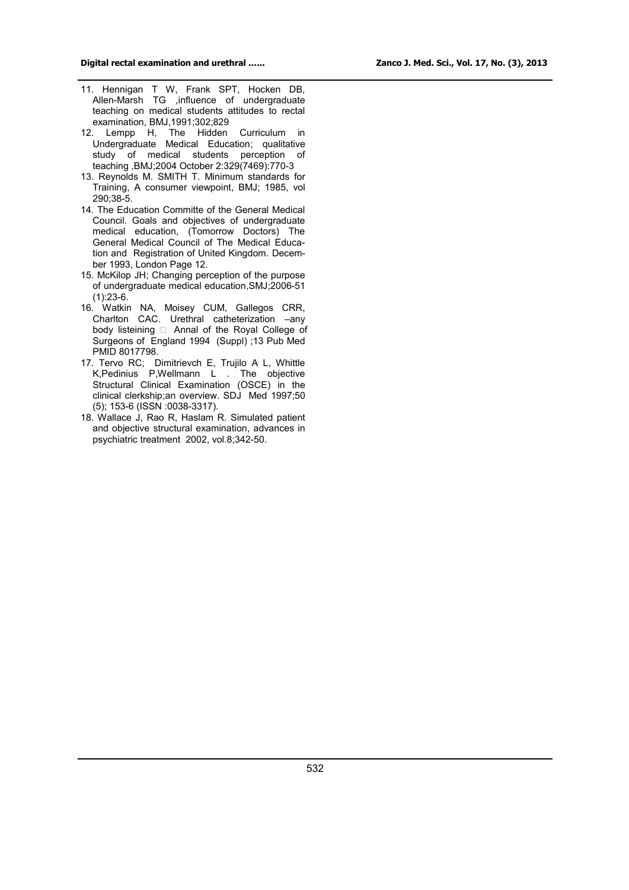11. Hennigan T W, Frank SPT, Hocken DB, Allen-Marsh TG ,influence of undergraduate teaching on medical students attitudes to rectal examination, BMJ,1991;302;829
12. Lempp H, The Hidden Curriculum in Undergraduate Medical Education; qualitative study of medical students perception of teaching ,BMJ;2004 October 2:329(7469):770-3
13. Reynolds M. SMITH T. Minimum standards for Training, A consumer viewpoint, BMJ; 1985, vol 290;38-5.
14. The Education Committe of the General Medical Council. Goals and objectives of undergraduate medical education, (Tomorrow Doctors) The General Medical Council of The Medical Education and Registration of United Kingdom. December 1993, London Page 12.
15. McKilop JH; Changing perception of the purpose of undergraduate medical education,SMJ;2006-51 (1):23-6.
16. Watkin NA, Moisey CUM, Gallegos CRR, Charlton CAC. Urethral catheterization –any body listeining  Annal of the Royal College of Surgeons of England 1994 (Suppl) ;13 Pub Med PMID 8017798.
17. Tervo RC; Dimitrievch E, Trujilo A L, Whittle K,Pedinius P,Wellmann L . The objective Structural Clinical Examination (OSCE) in the clinical clerkship;an overview. SDJ Med 1997;50 (5); 153-6 (ISSN :0038-3317).
18. Wallace J, Rao R, Haslam R. Simulated patient and objective structural examination, advances in psychiatric treatment 2002, vol.8;342-50.